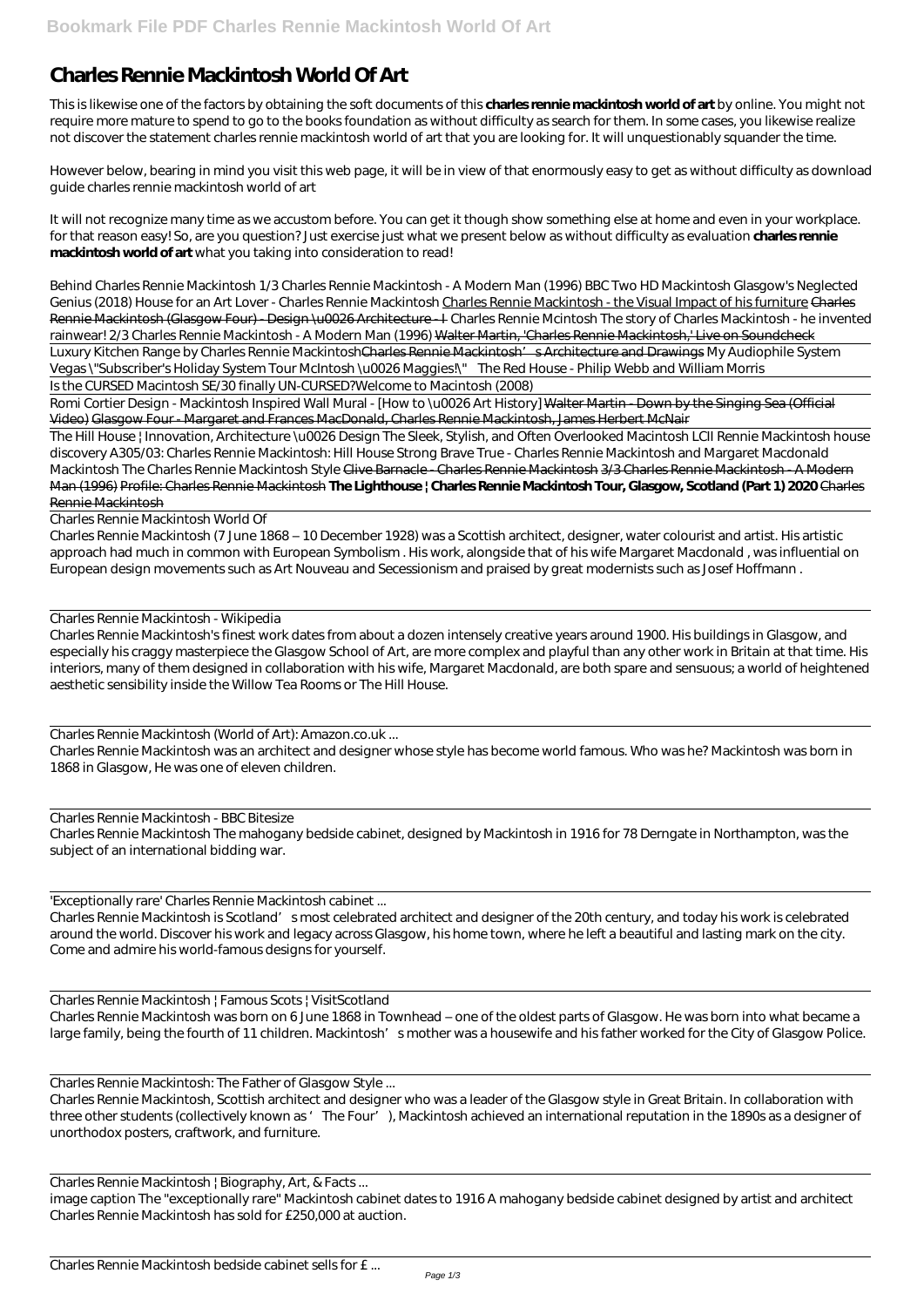# Charles Rennie Mackintosh World Of Art

This is likewise one of the factors by obtaining the soft documents of this **charles rennie mackintosh world of art** by online. You might not require more mature to spend to go to the books foundation as without difficulty as search for them. In some cases, you likewise realize not discover the statement charles rennie mackintosh world of art that you are looking for. It will unquestionably squander the time.

However below, bearing in mind you visit this web page, it will be in view of that enormously easy to get as without difficulty as download guide charles rennie mackintosh world of art

It will not recognize many time as we accustom before. You can get it though show something else at home and even in your workplace. for that reason easy! So, are you question? Just exercise just what we present below as without difficulty as evaluation **charles rennie mackintosh world of art** what you taking into consideration to read!

*Behind Charles Rennie Mackintosh 1/3 Charles Rennie Mackintosh - A Modern Man (1996) BBC Two HD Mackintosh Glasgow's Neglected Genius (2018) House for an Art Lover - Charles Rennie Mackintosh* Charles Rennie Mackintosh - the Visual Impact of his furniture Charles Rennie Mackintosh (Glasgow Four) - Design \u0026 Architecture - I *Charles Rennie Mcintosh The story of Charles Mackintosh - he invented rainwear! 2/3 Charles Rennie Mackintosh - A Modern Man (1996)* Walter Martin, 'Charles Rennie Mackintosh,' Live on Soundcheck

Luxury Kitchen Range by Charles Rennie MackintoshCharles Rennie Mackintosh's Architecture and Drawings *My Audiophile System Vegas \"Subscriber's Holiday System Tour McIntosh \u0026 Maggies!\" The Red House - Philip Webb and William Morris*

Is the CURSED Macintosh SE/30 finally UN-CURSED?*Welcome to Macintosh (2008)*

Romi Cortier Design - Mackintosh Inspired Wall Mural - [How to \u0026 Art History] Walter Martin - Down by the Singing Sea (Official Video) Glasgow Four - Margaret and Frances MacDonald, Charles Rennie Mackintosh, James Herbert McNair

The Hill House | Innovation, Architecture \u0026 Design The Sleek, Stylish, and Often Overlooked Macintosh LCII *Rennie Mackintosh house discovery A305/03: Charles Rennie Mackintosh: Hill House Strong Brave True - Charles Rennie Mackintosh and Margaret Macdonald Mackintosh The Charles Rennie Mackintosh Style* Clive Barnacle - Charles Rennie Mackintosh 3/3 Charles Rennie Mackintosh - A Modern Man (1996) Profile: Charles Rennie Mackintosh **The Lighthouse | Charles Rennie Mackintosh Tour, Glasgow, Scotland (Part 1) 2020** Charles Rennie Mackintosh

Charles Rennie Mackintosh World Of

Charles Rennie Mackintosh (7 June 1868 – 10 December 1928) was a Scottish architect, designer, water colourist and artist. His artistic approach had much in common with European Symbolism . His work, alongside that of his wife Margaret Macdonald , was influential on European design movements such as Art Nouveau and Secessionism and praised by great modernists such as Josef Hoffmann .

Charles Rennie Mackintosh - Wikipedia

Charles Rennie Mackintosh's finest work dates from about a dozen intensely creative years around 1900. His buildings in Glasgow, and especially his craggy masterpiece the Glasgow School of Art, are more complex and playful than any other work in Britain at that time. His interiors, many of them designed in collaboration with his wife, Margaret Macdonald, are both spare and sensuous; a world of heightened aesthetic sensibility inside the Willow Tea Rooms or The Hill House.

Charles Rennie Mackintosh (World of Art): Amazon.co.uk ...

Charles Rennie Mackintosh was an architect and designer whose style has become world famous. Who was he? Mackintosh was born in 1868 in Glasgow, He was one of eleven children.

Charles Rennie Mackintosh - BBC Bitesize

Charles Rennie Mackintosh The mahogany bedside cabinet, designed by Mackintosh in 1916 for 78 Derngate in Northampton, was the subject of an international bidding war.

'Exceptionally rare' Charles Rennie Mackintosh cabinet ...

Charles Rennie Mackintosh is Scotland's most celebrated architect and designer of the 20th century, and today his work is celebrated around the world. Discover his work and legacy across Glasgow, his home town, where he left a beautiful and lasting mark on the city. Come and admire his world-famous designs for yourself.

Charles Rennie Mackintosh | Famous Scots | VisitScotland

Charles Rennie Mackintosh was born on 6 June 1868 in Townhead – one of the oldest parts of Glasgow. He was born into what became a large family, being the fourth of 11 children. Mackintosh's mother was a housewife and his father worked for the City of Glasgow Police.

Charles Rennie Mackintosh: The Father of Glasgow Style ...

Charles Rennie Mackintosh, Scottish architect and designer who was a leader of the Glasgow style in Great Britain. In collaboration with three other students (collectively known as 'The Four'), Mackintosh achieved an international reputation in the 1890s as a designer of unorthodox posters, craftwork, and furniture.

Charles Rennie Mackintosh | Biography, Art, & Facts ...

image caption The "exceptionally rare" Mackintosh cabinet dates to 1916 A mahogany bedside cabinet designed by artist and architect Charles Rennie Mackintosh has sold for £250,000 at auction.

Charles Rennie Mackintosh bedside cabinet sells for £ ...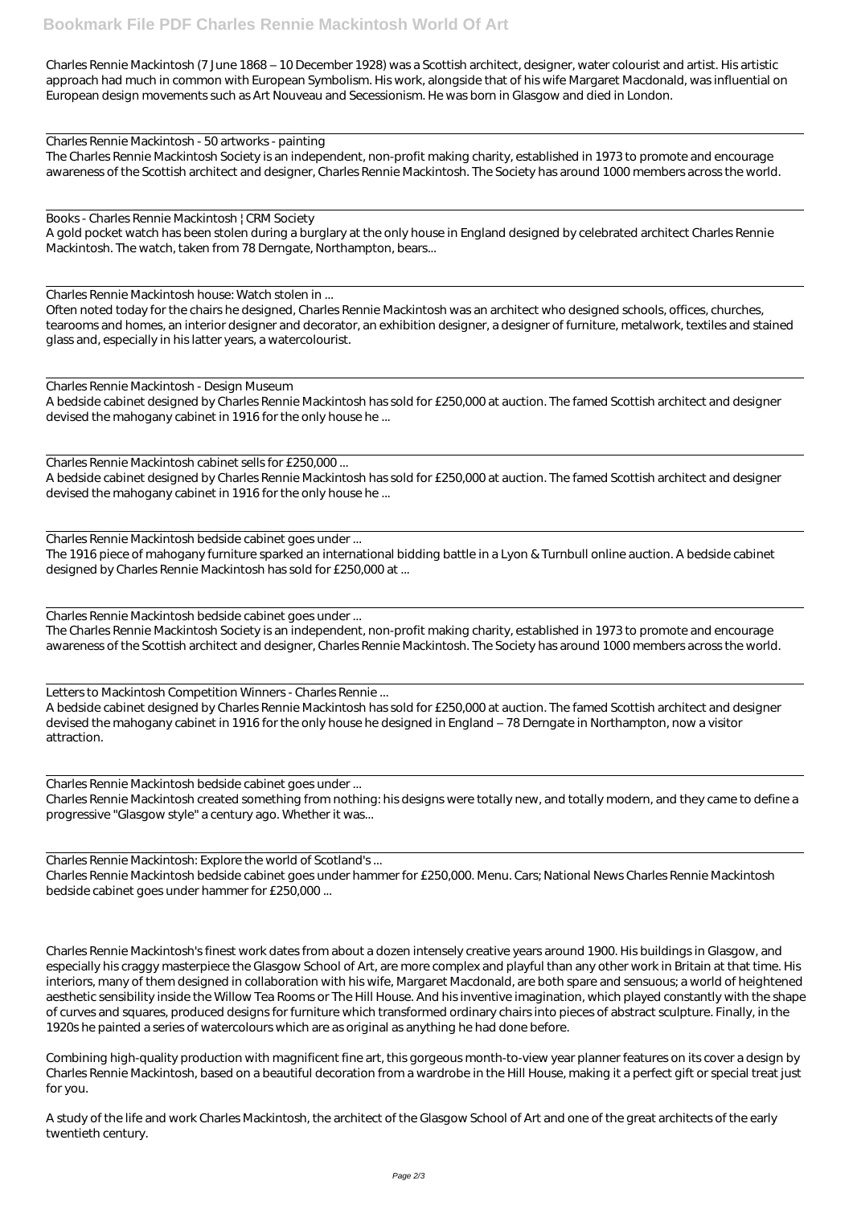Charles Rennie Mackintosh (7 June 1868 – 10 December 1928) was a Scottish architect, designer, water colourist and artist. His artistic approach had much in common with European Symbolism. His work, alongside that of his wife Margaret Macdonald, was influential on European design movements such as Art Nouveau and Secessionism. He was born in Glasgow and died in London.

Charles Rennie Mackintosh - 50 artworks - painting
The Charles Rennie Mackintosh Society is an independent, non-profit making charity, established in 1973 to promote and encourage awareness of the Scottish architect and designer, Charles Rennie Mackintosh. The Society has around 1000 members across the world.

Books - Charles Rennie Mackintosh | CRM Society
A gold pocket watch has been stolen during a burglary at the only house in England designed by celebrated architect Charles Rennie Mackintosh. The watch, taken from 78 Derngate, Northampton, bears...

Charles Rennie Mackintosh house: Watch stolen in ...
Often noted today for the chairs he designed, Charles Rennie Mackintosh was an architect who designed schools, offices, churches, tearooms and homes, an interior designer and decorator, an exhibition designer, a designer of furniture, metalwork, textiles and stained glass and, especially in his latter years, a watercolourist.

Charles Rennie Mackintosh - Design Museum
A bedside cabinet designed by Charles Rennie Mackintosh has sold for £250,000 at auction. The famed Scottish architect and designer devised the mahogany cabinet in 1916 for the only house he ...

Charles Rennie Mackintosh cabinet sells for £250,000 ...
A bedside cabinet designed by Charles Rennie Mackintosh has sold for £250,000 at auction. The famed Scottish architect and designer devised the mahogany cabinet in 1916 for the only house he ...

Charles Rennie Mackintosh bedside cabinet goes under ...
The 1916 piece of mahogany furniture sparked an international bidding battle in a Lyon & Turnbull online auction. A bedside cabinet designed by Charles Rennie Mackintosh has sold for £250,000 at ...

Charles Rennie Mackintosh bedside cabinet goes under ...
The Charles Rennie Mackintosh Society is an independent, non-profit making charity, established in 1973 to promote and encourage awareness of the Scottish architect and designer, Charles Rennie Mackintosh. The Society has around 1000 members across the world.

Letters to Mackintosh Competition Winners - Charles Rennie ...
A bedside cabinet designed by Charles Rennie Mackintosh has sold for £250,000 at auction. The famed Scottish architect and designer devised the mahogany cabinet in 1916 for the only house he designed in England – 78 Derngate in Northampton, now a visitor attraction.

Charles Rennie Mackintosh bedside cabinet goes under ...
Charles Rennie Mackintosh created something from nothing: his designs were totally new, and totally modern, and they came to define a progressive "Glasgow style" a century ago. Whether it was...

Charles Rennie Mackintosh: Explore the world of Scotland's ...
Charles Rennie Mackintosh bedside cabinet goes under hammer for £250,000. Menu. Cars; National News Charles Rennie Mackintosh bedside cabinet goes under hammer for £250,000 ...

Charles Rennie Mackintosh's finest work dates from about a dozen intensely creative years around 1900. His buildings in Glasgow, and especially his craggy masterpiece the Glasgow School of Art, are more complex and playful than any other work in Britain at that time. His interiors, many of them designed in collaboration with his wife, Margaret Macdonald, are both spare and sensuous; a world of heightened aesthetic sensibility inside the Willow Tea Rooms or The Hill House. And his inventive imagination, which played constantly with the shape of curves and squares, produced designs for furniture which transformed ordinary chairs into pieces of abstract sculpture. Finally, in the 1920s he painted a series of watercolours which are as original as anything he had done before.

Combining high-quality production with magnificent fine art, this gorgeous month-to-view year planner features on its cover a design by Charles Rennie Mackintosh, based on a beautiful decoration from a wardrobe in the Hill House, making it a perfect gift or special treat just for you.

A study of the life and work Charles Mackintosh, the architect of the Glasgow School of Art and one of the great architects of the early twentieth century.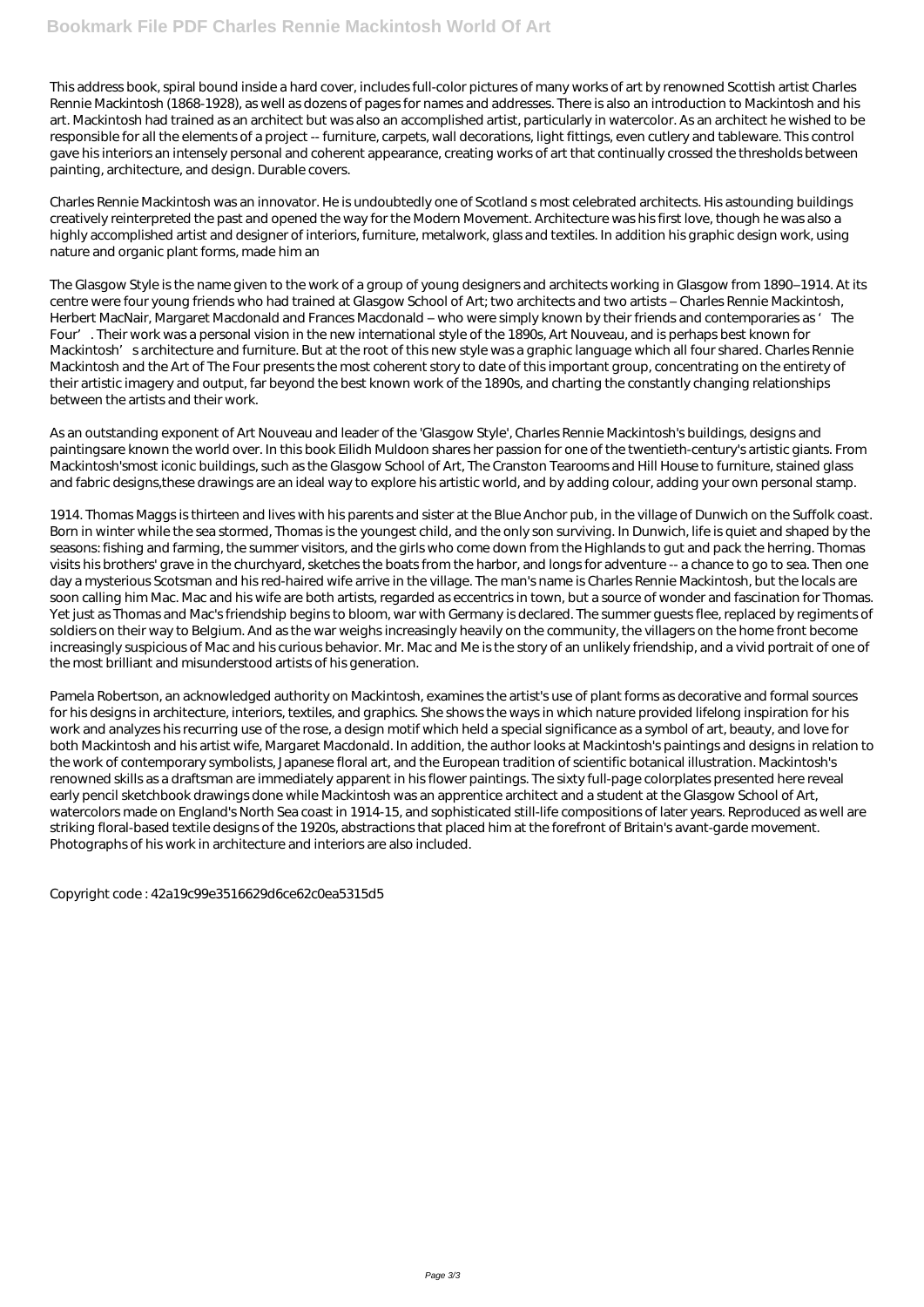This address book, spiral bound inside a hard cover, includes full-color pictures of many works of art by renowned Scottish artist Charles Rennie Mackintosh (1868-1928), as well as dozens of pages for names and addresses. There is also an introduction to Mackintosh and his art. Mackintosh had trained as an architect but was also an accomplished artist, particularly in watercolor. As an architect he wished to be responsible for all the elements of a project -- furniture, carpets, wall decorations, light fittings, even cutlery and tableware. This control gave his interiors an intensely personal and coherent appearance, creating works of art that continually crossed the thresholds between painting, architecture, and design. Durable covers.

Charles Rennie Mackintosh was an innovator. He is undoubtedly one of Scotland s most celebrated architects. His astounding buildings creatively reinterpreted the past and opened the way for the Modern Movement. Architecture was his first love, though he was also a highly accomplished artist and designer of interiors, furniture, metalwork, glass and textiles. In addition his graphic design work, using nature and organic plant forms, made him an

The Glasgow Style is the name given to the work of a group of young designers and architects working in Glasgow from 1890–1914. At its centre were four young friends who had trained at Glasgow School of Art; two architects and two artists – Charles Rennie Mackintosh, Herbert MacNair, Margaret Macdonald and Frances Macdonald – who were simply known by their friends and contemporaries as 'The Four'. Their work was a personal vision in the new international style of the 1890s, Art Nouveau, and is perhaps best known for Mackintosh's architecture and furniture. But at the root of this new style was a graphic language which all four shared. Charles Rennie Mackintosh and the Art of The Four presents the most coherent story to date of this important group, concentrating on the entirety of their artistic imagery and output, far beyond the best known work of the 1890s, and charting the constantly changing relationships between the artists and their work.

As an outstanding exponent of Art Nouveau and leader of the 'Glasgow Style', Charles Rennie Mackintosh's buildings, designs and paintingsare known the world over. In this book Eilidh Muldoon shares her passion for one of the twentieth-century's artistic giants. From Mackintosh'smost iconic buildings, such as the Glasgow School of Art, The Cranston Tearooms and Hill House to furniture, stained glass and fabric designs,these drawings are an ideal way to explore his artistic world, and by adding colour, adding your own personal stamp.

1914. Thomas Maggs is thirteen and lives with his parents and sister at the Blue Anchor pub, in the village of Dunwich on the Suffolk coast. Born in winter while the sea stormed, Thomas is the youngest child, and the only son surviving. In Dunwich, life is quiet and shaped by the seasons: fishing and farming, the summer visitors, and the girls who come down from the Highlands to gut and pack the herring. Thomas visits his brothers' grave in the churchyard, sketches the boats from the harbor, and longs for adventure -- a chance to go to sea. Then one day a mysterious Scotsman and his red-haired wife arrive in the village. The man's name is Charles Rennie Mackintosh, but the locals are soon calling him Mac. Mac and his wife are both artists, regarded as eccentrics in town, but a source of wonder and fascination for Thomas. Yet just as Thomas and Mac's friendship begins to bloom, war with Germany is declared. The summer guests flee, replaced by regiments of soldiers on their way to Belgium. And as the war weighs increasingly heavily on the community, the villagers on the home front become increasingly suspicious of Mac and his curious behavior. Mr. Mac and Me is the story of an unlikely friendship, and a vivid portrait of one of the most brilliant and misunderstood artists of his generation.

Pamela Robertson, an acknowledged authority on Mackintosh, examines the artist's use of plant forms as decorative and formal sources for his designs in architecture, interiors, textiles, and graphics. She shows the ways in which nature provided lifelong inspiration for his work and analyzes his recurring use of the rose, a design motif which held a special significance as a symbol of art, beauty, and love for both Mackintosh and his artist wife, Margaret Macdonald. In addition, the author looks at Mackintosh's paintings and designs in relation to the work of contemporary symbolists, Japanese floral art, and the European tradition of scientific botanical illustration. Mackintosh's renowned skills as a draftsman are immediately apparent in his flower paintings. The sixty full-page colorplates presented here reveal early pencil sketchbook drawings done while Mackintosh was an apprentice architect and a student at the Glasgow School of Art, watercolors made on England's North Sea coast in 1914-15, and sophisticated still-life compositions of later years. Reproduced as well are striking floral-based textile designs of the 1920s, abstractions that placed him at the forefront of Britain's avant-garde movement. Photographs of his work in architecture and interiors are also included.

Copyright code : 42a19c99e3516629d6ce62c0ea5315d5